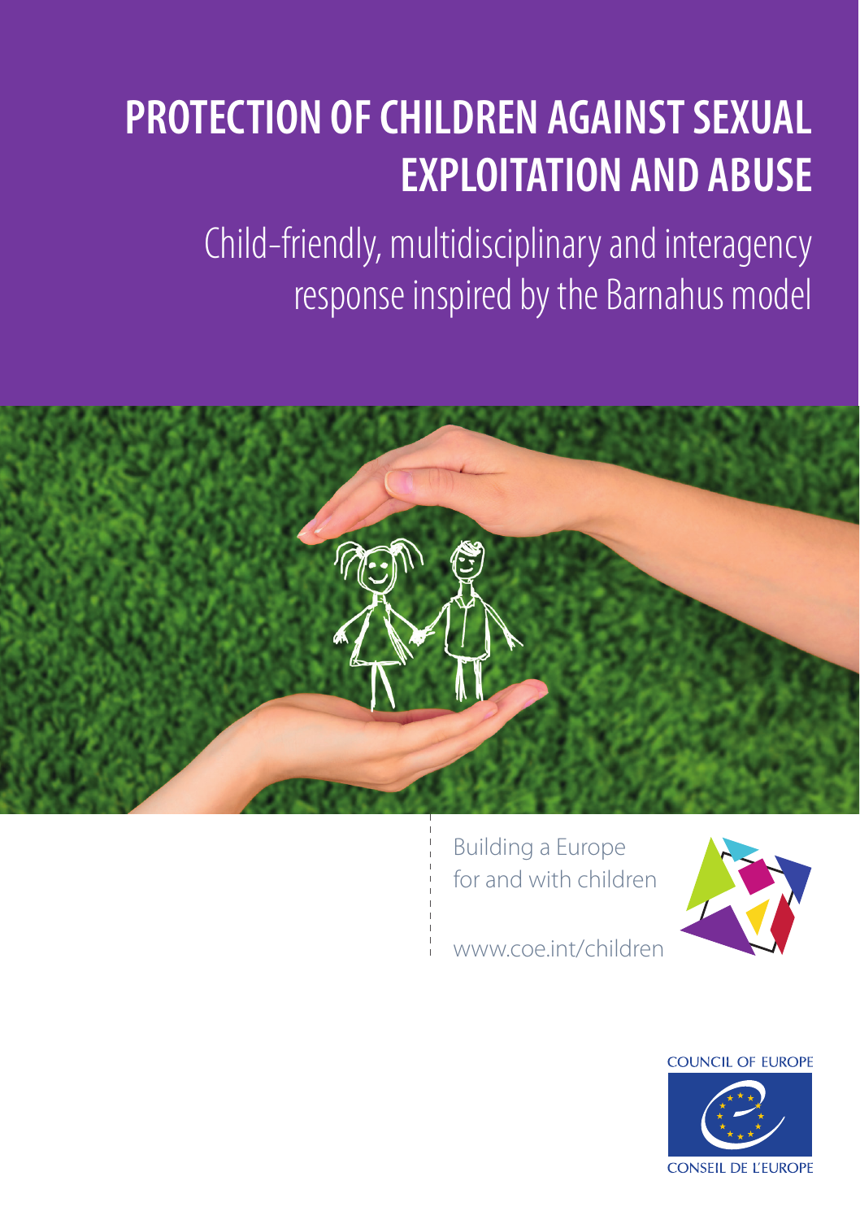# PROTECTION OF CHILDREN AGAINST SEXUAL EXPLOITATION AND ABUSE

## Child-friendly, multidisciplinary and interagency response inspired by the Barnahus model

Building a Europe
for and with children

www.coe.int/children

COUNCIL OF EUROPE

CONSEIL DE L'EUROPE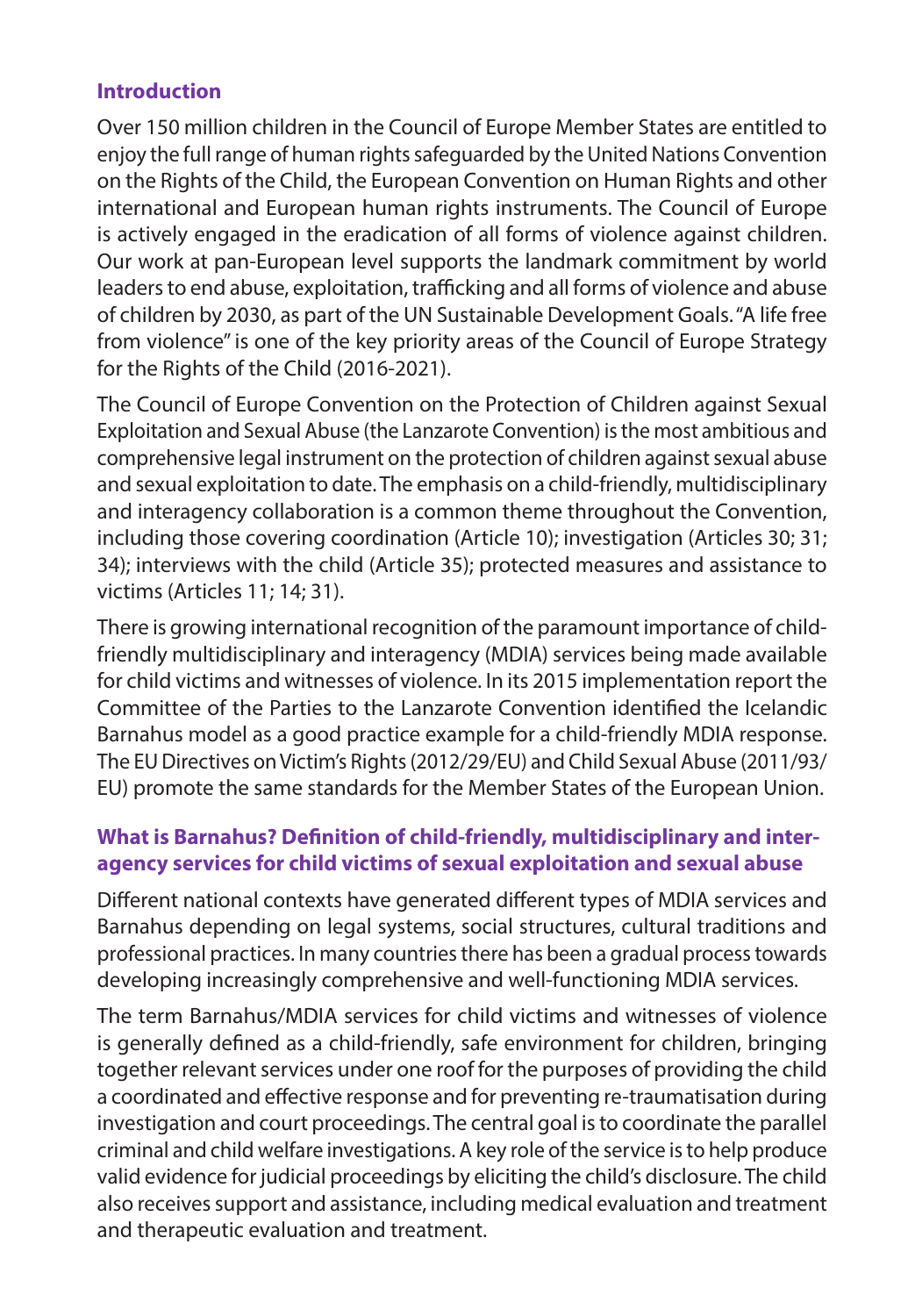## Introduction

Over 150 million children in the Council of Europe Member States are entitled to enjoy the full range of human rights safeguarded by the United Nations Convention on the Rights of the Child, the European Convention on Human Rights and other international and European human rights instruments. The Council of Europe is actively engaged in the eradication of all forms of violence against children. Our work at pan-European level supports the landmark commitment by world leaders to end abuse, exploitation, trafficking and all forms of violence and abuse of children by 2030, as part of the UN Sustainable Development Goals. "A life free from violence" is one of the key priority areas of the Council of Europe Strategy for the Rights of the Child (2016-2021).

The Council of Europe Convention on the Protection of Children against Sexual Exploitation and Sexual Abuse (the Lanzarote Convention) is the most ambitious and comprehensive legal instrument on the protection of children against sexual abuse and sexual exploitation to date. The emphasis on a child-friendly, multidisciplinary and interagency collaboration is a common theme throughout the Convention, including those covering coordination (Article 10); investigation (Articles 30; 31; 34); interviews with the child (Article 35); protected measures and assistance to victims (Articles 11; 14; 31).

There is growing international recognition of the paramount importance of child-friendly multidisciplinary and interagency (MDIA) services being made available for child victims and witnesses of violence. In its 2015 implementation report the Committee of the Parties to the Lanzarote Convention identified the Icelandic Barnahus model as a good practice example for a child-friendly MDIA response. The EU Directives on Victim's Rights (2012/29/EU) and Child Sexual Abuse (2011/93/EU) promote the same standards for the Member States of the European Union.

## What is Barnahus? Definition of child-friendly, multidisciplinary and inter-agency services for child victims of sexual exploitation and sexual abuse

Different national contexts have generated different types of MDIA services and Barnahus depending on legal systems, social structures, cultural traditions and professional practices. In many countries there has been a gradual process towards developing increasingly comprehensive and well-functioning MDIA services.

The term Barnahus/MDIA services for child victims and witnesses of violence is generally defined as a child-friendly, safe environment for children, bringing together relevant services under one roof for the purposes of providing the child a coordinated and effective response and for preventing re-traumatisation during investigation and court proceedings. The central goal is to coordinate the parallel criminal and child welfare investigations. A key role of the service is to help produce valid evidence for judicial proceedings by eliciting the child's disclosure. The child also receives support and assistance, including medical evaluation and treatment and therapeutic evaluation and treatment.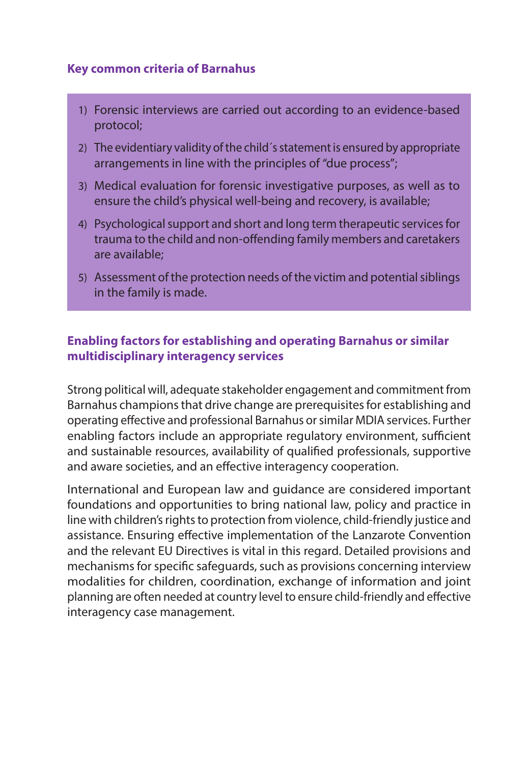### Key common criteria of Barnahus

1) Forensic interviews are carried out according to an evidence-based protocol;
2) The evidentiary validity of the child´s statement is ensured by appropriate arrangements in line with the principles of "due process";
3) Medical evaluation for forensic investigative purposes, as well as to ensure the child's physical well-being and recovery, is available;
4) Psychological support and short and long term therapeutic services for trauma to the child and non-offending family members and caretakers are available;
5) Assessment of the protection needs of the victim and potential siblings in the family is made.

### Enabling factors for establishing and operating Barnahus or similar multidisciplinary interagency services

Strong political will, adequate stakeholder engagement and commitment from Barnahus champions that drive change are prerequisites for establishing and operating effective and professional Barnahus or similar MDIA services. Further enabling factors include an appropriate regulatory environment, sufficient and sustainable resources, availability of qualified professionals, supportive and aware societies, and an effective interagency cooperation.

International and European law and guidance are considered important foundations and opportunities to bring national law, policy and practice in line with children's rights to protection from violence, child-friendly justice and assistance. Ensuring effective implementation of the Lanzarote Convention and the relevant EU Directives is vital in this regard. Detailed provisions and mechanisms for specific safeguards, such as provisions concerning interview modalities for children, coordination, exchange of information and joint planning are often needed at country level to ensure child-friendly and effective interagency case management.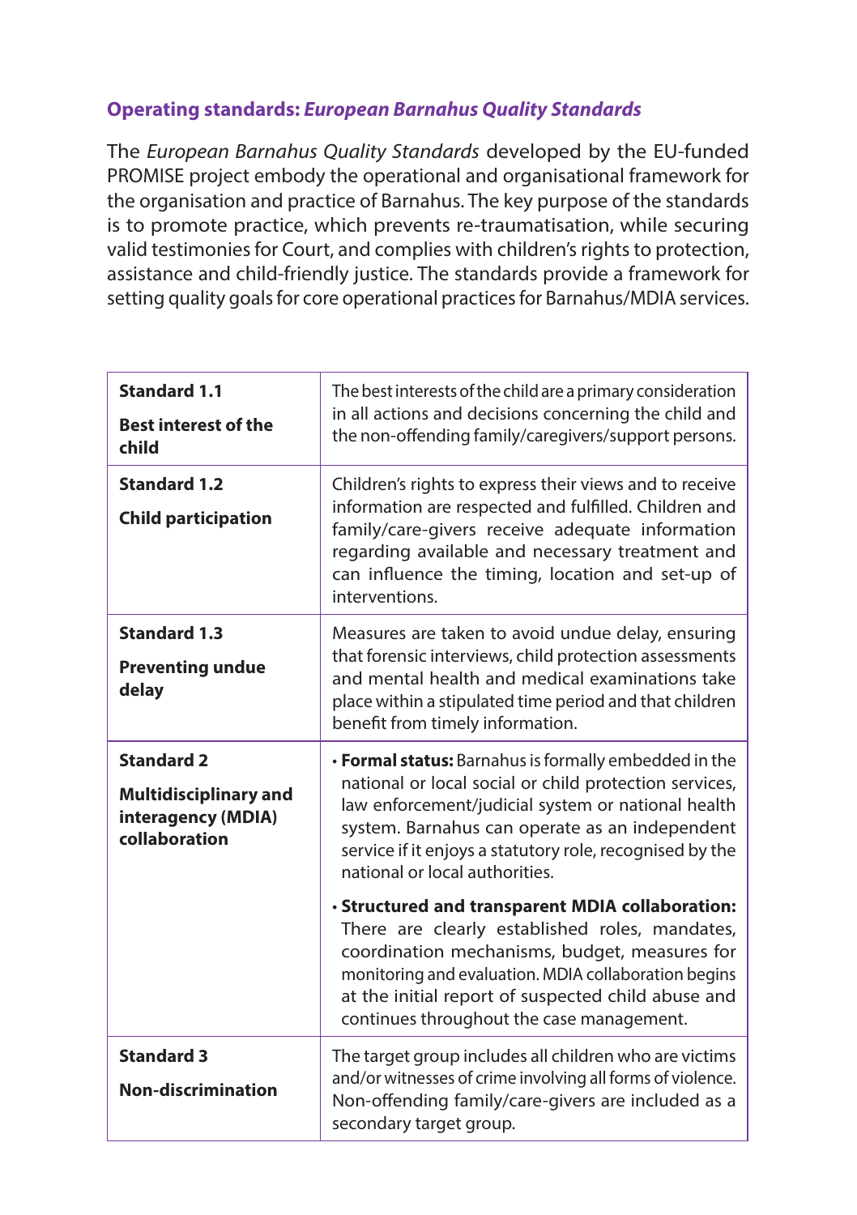### Operating standards: *European Barnahus Quality Standards*

The *European Barnahus Quality Standards* developed by the EU-funded PROMISE project embody the operational and organisational framework for the organisation and practice of Barnahus. The key purpose of the standards is to promote practice, which prevents re-traumatisation, while securing valid testimonies for Court, and complies with children's rights to protection, assistance and child-friendly justice. The standards provide a framework for setting quality goals for core operational practices for Barnahus/MDIA services.

| Standard | Description |
|---|---|
| **Standard 1.1**<br><br>**Best interest of the child** | The best interests of the child are a primary consideration in all actions and decisions concerning the child and the non-offending family/caregivers/support persons. |
| **Standard 1.2**<br><br>**Child participation** | Children's rights to express their views and to receive information are respected and fulfilled. Children and family/care-givers receive adequate information regarding available and necessary treatment and can influence the timing, location and set-up of interventions. |
| **Standard 1.3**<br><br>**Preventing undue delay** | Measures are taken to avoid undue delay, ensuring that forensic interviews, child protection assessments and mental health and medical examinations take place within a stipulated time period and that children benefit from timely information. |
| **Standard 2**<br><br>**Multidisciplinary and interagency (MDIA) collaboration** | • **Formal status:** Barnahus is formally embedded in the national or local social or child protection services, law enforcement/judicial system or national health system. Barnahus can operate as an independent service if it enjoys a statutory role, recognised by the national or local authorities.<br><br>• **Structured and transparent MDIA collaboration:** There are clearly established roles, mandates, coordination mechanisms, budget, measures for monitoring and evaluation. MDIA collaboration begins at the initial report of suspected child abuse and continues throughout the case management. |
| **Standard 3**<br><br>**Non-discrimination** | The target group includes all children who are victims and/or witnesses of crime involving all forms of violence. Non-offending family/care-givers are included as a secondary target group. |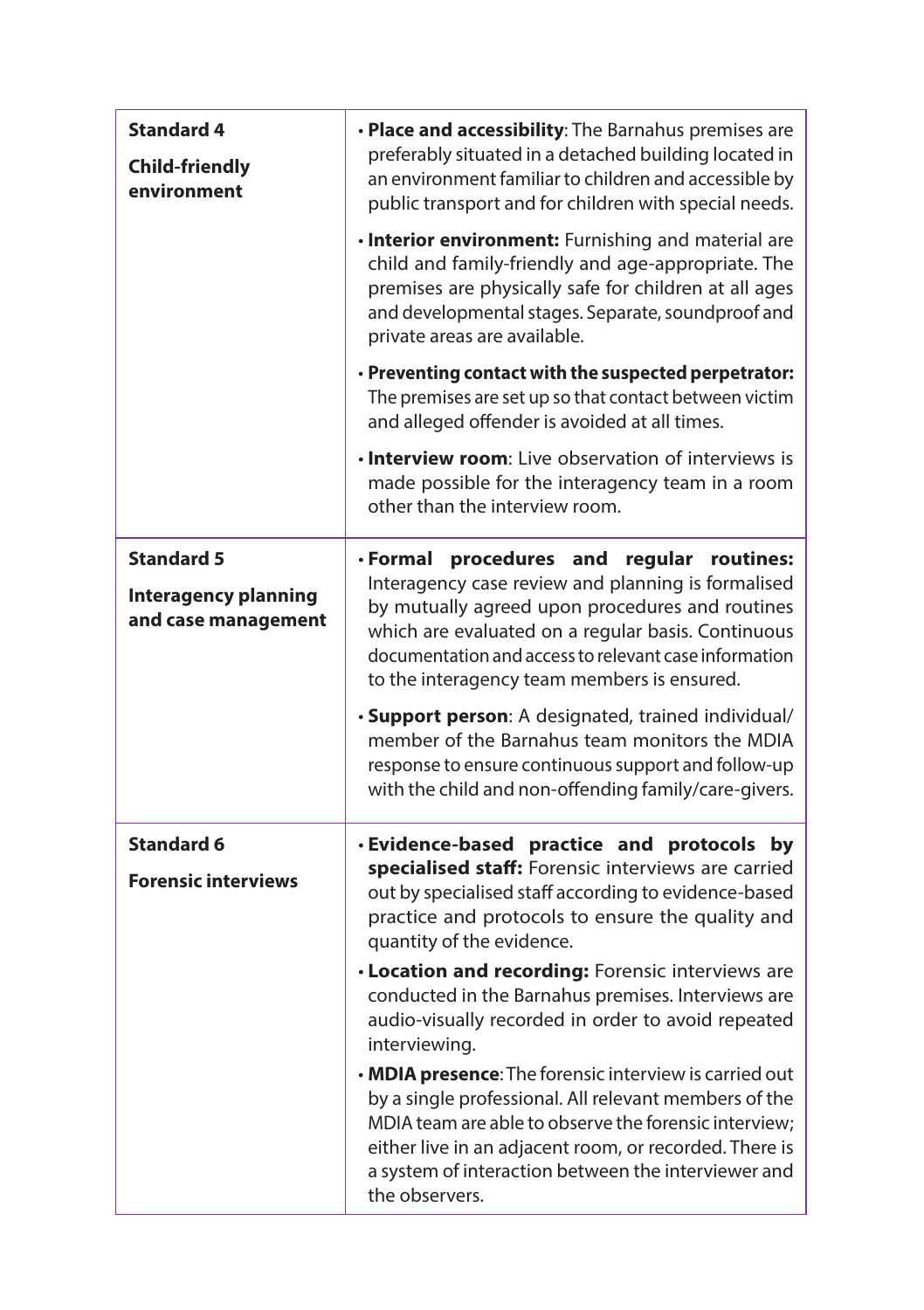| | |
|---|---|
| **Standard 4**<br><br>**Child-friendly environment** | • **Place and accessibility**: The Barnahus premises are preferably situated in a detached building located in an environment familiar to children and accessible by public transport and for children with special needs.<br><br>• **Interior environment:** Furnishing and material are child and family-friendly and age-appropriate. The premises are physically safe for children at all ages and developmental stages. Separate, soundproof and private areas are available.<br><br>• **Preventing contact with the suspected perpetrator:** The premises are set up so that contact between victim and alleged offender is avoided at all times.<br><br>• **Interview room**: Live observation of interviews is made possible for the interagency team in a room other than the interview room. |
| **Standard 5**<br><br>**Interagency planning and case management** | • **Formal procedures and regular routines:** Interagency case review and planning is formalised by mutually agreed upon procedures and routines which are evaluated on a regular basis. Continuous documentation and access to relevant case information to the interagency team members is ensured.<br><br>• **Support person**: A designated, trained individual/ member of the Barnahus team monitors the MDIA response to ensure continuous support and follow-up with the child and non-offending family/care-givers. |
| **Standard 6**<br><br>**Forensic interviews** | • **Evidence-based practice and protocols by specialised staff:** Forensic interviews are carried out by specialised staff according to evidence-based practice and protocols to ensure the quality and quantity of the evidence.<br><br>• **Location and recording:** Forensic interviews are conducted in the Barnahus premises. Interviews are audio-visually recorded in order to avoid repeated interviewing.<br><br>• **MDIA presence**: The forensic interview is carried out by a single professional. All relevant members of the MDIA team are able to observe the forensic interview; either live in an adjacent room, or recorded. There is a system of interaction between the interviewer and the observers. |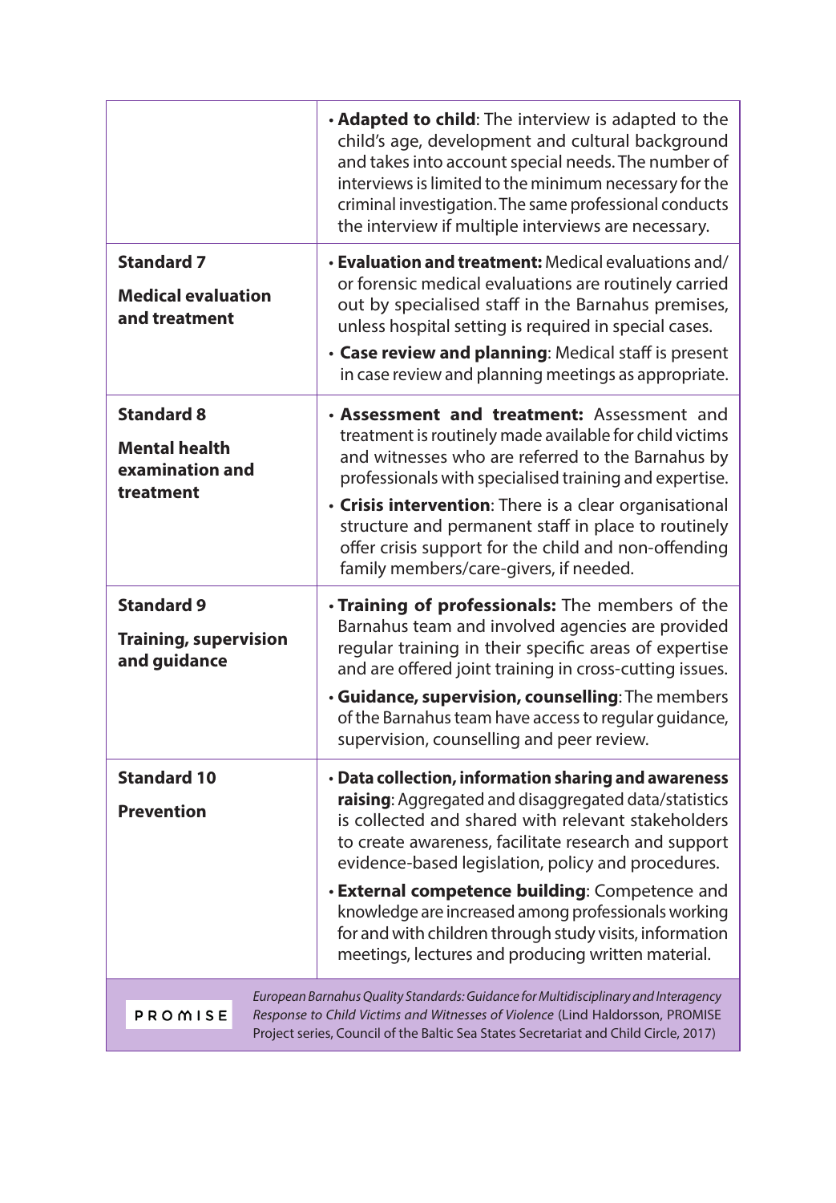| | |
|---|---|
| | **Adapted to child**: The interview is adapted to the child's age, development and cultural background and takes into account special needs. The number of interviews is limited to the minimum necessary for the criminal investigation. The same professional conducts the interview if multiple interviews are necessary. |
| **Standard 7**<br><br>**Medical evaluation and treatment** | **Evaluation and treatment:** Medical evaluations and/or forensic medical evaluations are routinely carried out by specialised staff in the Barnahus premises, unless hospital setting is required in special cases.<br><br>**Case review and planning**: Medical staff is present in case review and planning meetings as appropriate. |
| **Standard 8**<br><br>**Mental health examination and treatment** | **Assessment and treatment:** Assessment and treatment is routinely made available for child victims and witnesses who are referred to the Barnahus by professionals with specialised training and expertise.<br><br>**Crisis intervention**: There is a clear organisational structure and permanent staff in place to routinely offer crisis support for the child and non-offending family members/care-givers, if needed. |
| **Standard 9**<br><br>**Training, supervision and guidance** | **Training of professionals:** The members of the Barnahus team and involved agencies are provided regular training in their specific areas of expertise and are offered joint training in cross-cutting issues.<br><br>**Guidance, supervision, counselling**: The members of the Barnahus team have access to regular guidance, supervision, counselling and peer review. |
| **Standard 10**<br><br>**Prevention** | **Data collection, information sharing and awareness raising**: Aggregated and disaggregated data/statistics is collected and shared with relevant stakeholders to create awareness, facilitate research and support evidence-based legislation, policy and procedures.<br><br>**External competence building**: Competence and knowledge are increased among professionals working for and with children through study visits, information meetings, lectures and producing written material. |

PROMISE

*European Barnahus Quality Standards: Guidance for Multidisciplinary and Interagency Response to Child Victims and Witnesses of Violence* (Lind Haldorsson, PROMISE Project series, Council of the Baltic Sea States Secretariat and Child Circle, 2017)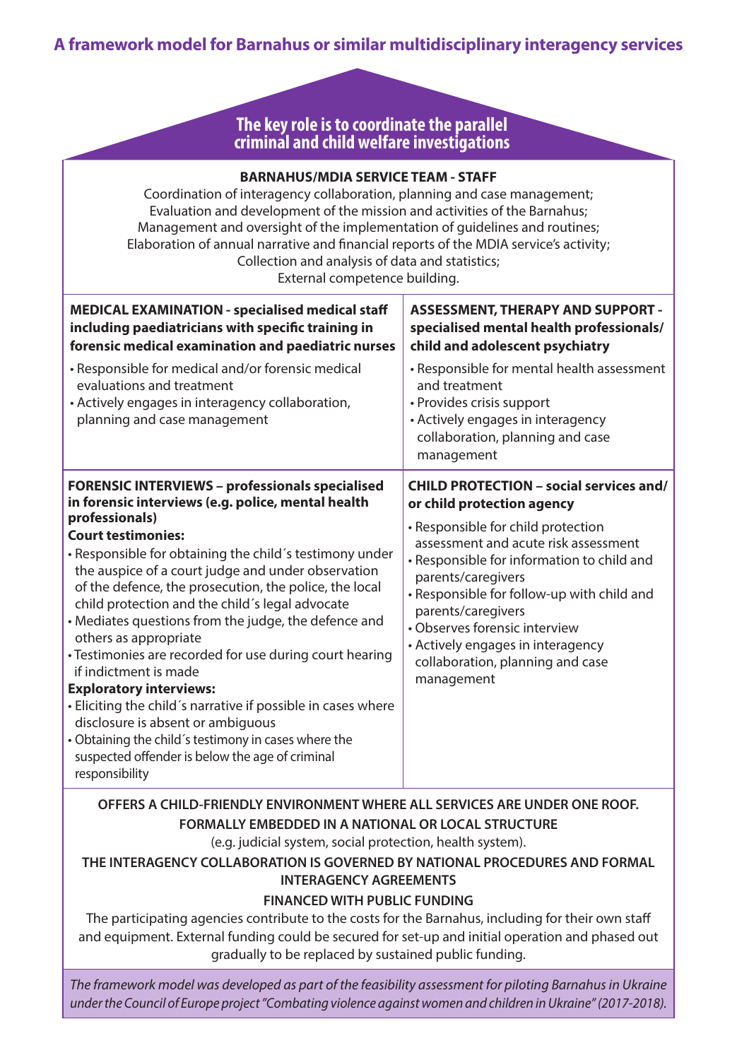# A framework model for Barnahus or similar multidisciplinary interagency services

**The key role is to coordinate the parallel criminal and child welfare investigations**

**BARNAHUS/MDIA SERVICE TEAM - STAFF**

Coordination of interagency collaboration, planning and case management;
Evaluation and development of the mission and activities of the Barnahus;
Management and oversight of the implementation of guidelines and routines;
Elaboration of annual narrative and financial reports of the MDIA service's activity;
Collection and analysis of data and statistics;
External competence building.

**MEDICAL EXAMINATION - specialised medical staff including paediatricians with specific training in forensic medical examination and paediatric nurses**

- Responsible for medical and/or forensic medical evaluations and treatment
- Actively engages in interagency collaboration, planning and case management

**ASSESSMENT, THERAPY AND SUPPORT - specialised mental health professionals/ child and adolescent psychiatry**

- Responsible for mental health assessment and treatment
- Provides crisis support
- Actively engages in interagency collaboration, planning and case management

**FORENSIC INTERVIEWS – professionals specialised in forensic interviews (e.g. police, mental health professionals)**

**Court testimonies:**

- Responsible for obtaining the child´s testimony under the auspice of a court judge and under observation of the defence, the prosecution, the police, the local child protection and the child´s legal advocate
- Mediates questions from the judge, the defence and others as appropriate
- Testimonies are recorded for use during court hearing if indictment is made

**Exploratory interviews:**

- Eliciting the child´s narrative if possible in cases where disclosure is absent or ambiguous
- Obtaining the child´s testimony in cases where the suspected offender is below the age of criminal responsibility

**CHILD PROTECTION – social services and/ or child protection agency**

- Responsible for child protection assessment and acute risk assessment
- Responsible for information to child and parents/caregivers
- Responsible for follow-up with child and parents/caregivers
- Observes forensic interview
- Actively engages in interagency collaboration, planning and case management

**OFFERS A CHILD-FRIENDLY ENVIRONMENT WHERE ALL SERVICES ARE UNDER ONE ROOF.**

**FORMALLY EMBEDDED IN A NATIONAL OR LOCAL STRUCTURE**

(e.g. judicial system, social protection, health system).

**THE INTERAGENCY COLLABORATION IS GOVERNED BY NATIONAL PROCEDURES AND FORMAL INTERAGENCY AGREEMENTS**

**FINANCED WITH PUBLIC FUNDING**

The participating agencies contribute to the costs for the Barnahus, including for their own staff and equipment. External funding could be secured for set-up and initial operation and phased out gradually to be replaced by sustained public funding.

*The framework model was developed as part of the feasibility assessment for piloting Barnahus in Ukraine under the Council of Europe project "Combating violence against women and children in Ukraine" (2017-2018).*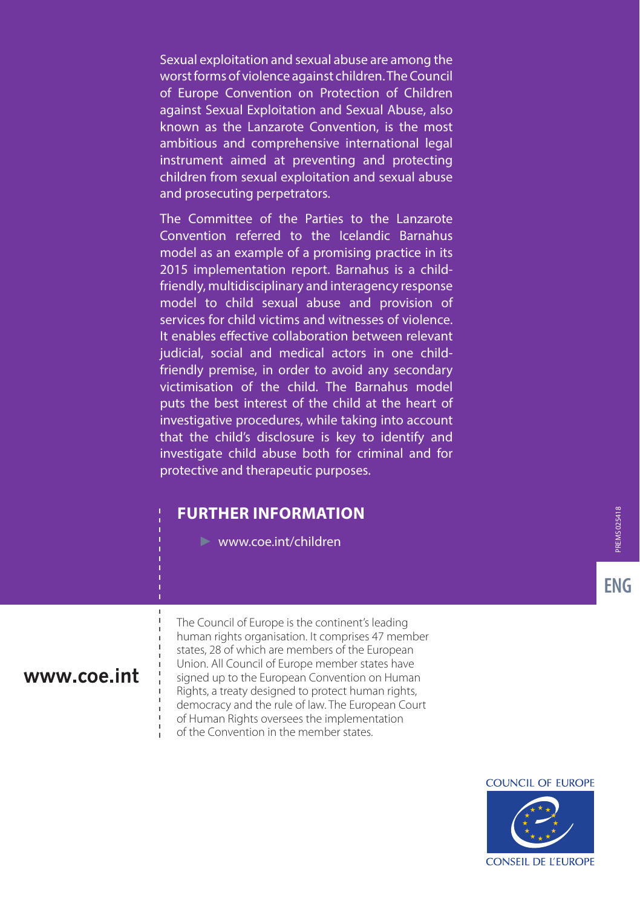Sexual exploitation and sexual abuse are among the worst forms of violence against children. The Council of Europe Convention on Protection of Children against Sexual Exploitation and Sexual Abuse, also known as the Lanzarote Convention, is the most ambitious and comprehensive international legal instrument aimed at preventing and protecting children from sexual exploitation and sexual abuse and prosecuting perpetrators.

The Committee of the Parties to the Lanzarote Convention referred to the Icelandic Barnahus model as an example of a promising practice in its 2015 implementation report. Barnahus is a child-friendly, multidisciplinary and interagency response model to child sexual abuse and provision of services for child victims and witnesses of violence. It enables effective collaboration between relevant judicial, social and medical actors in one child-friendly premise, in order to avoid any secondary victimisation of the child. The Barnahus model puts the best interest of the child at the heart of investigative procedures, while taking into account that the child's disclosure is key to identify and investigate child abuse both for criminal and for protective and therapeutic purposes.

## FURTHER INFORMATION

- www.coe.int/children

PREMS 025418

ENG

**www.coe.int**

The Council of Europe is the continent's leading human rights organisation. It comprises 47 member states, 28 of which are members of the European Union. All Council of Europe member states have signed up to the European Convention on Human Rights, a treaty designed to protect human rights, democracy and the rule of law. The European Court of Human Rights oversees the implementation of the Convention in the member states.

COUNCIL OF EUROPE

CONSEIL DE L'EUROPE